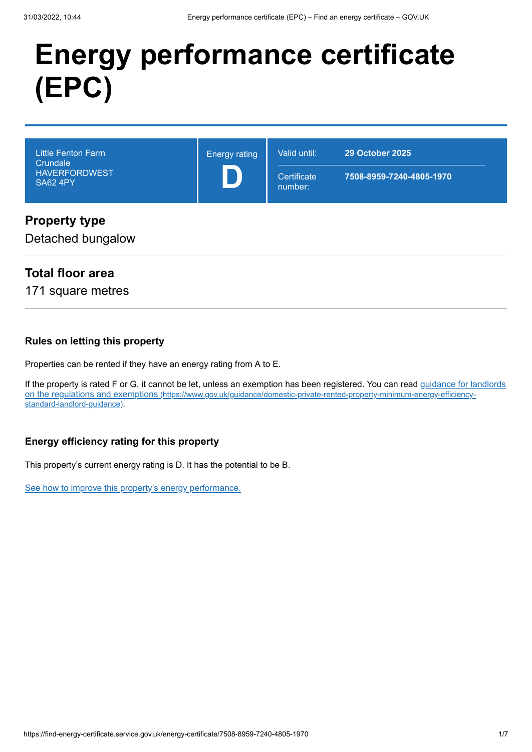# Energy performance certificate (EPC)

| | | |
|---|---|---|
| Little Fenton Farm<br>Crundale<br>HAVERFORDWEST<br>SA62 4PY | Energy rating<br>**D** | Valid until: **29 October 2025**<br>Certificate number: **7508-8959-7240-4805-1970** |

## Property type

Detached bungalow

## Total floor area

171 square metres

### Rules on letting this property

Properties can be rented if they have an energy rating from A to E.

If the property is rated F or G, it cannot be let, unless an exemption has been registered. You can read [guidance for landlords on the regulations and exemptions (https://www.gov.uk/guidance/domestic-private-rented-property-minimum-energy-efficiency-standard-landlord-guidance)](https://www.gov.uk/guidance/domestic-private-rented-property-minimum-energy-efficiency-standard-landlord-guidance).

### Energy efficiency rating for this property

This property's current energy rating is D. It has the potential to be B.

See how to improve this property's energy performance.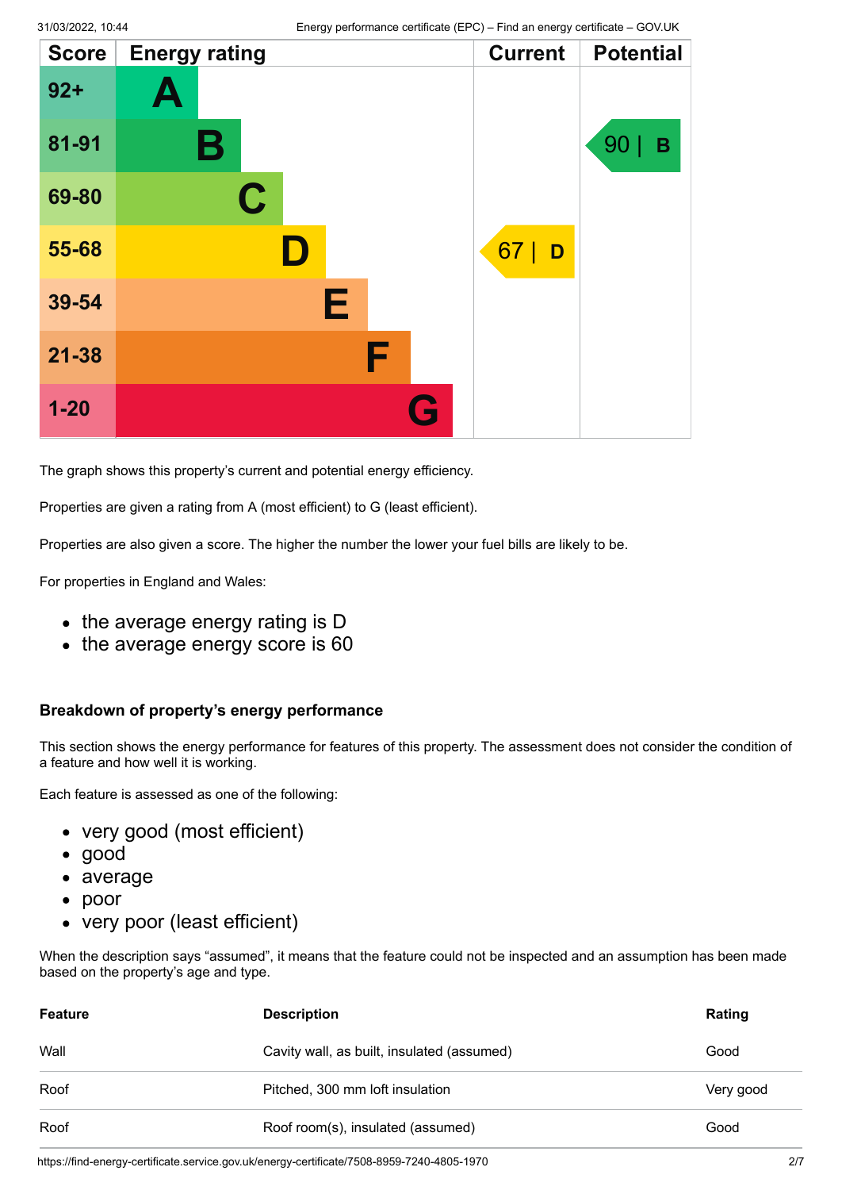| Score | Energy rating | Current | Potential |
|---|---|---|---|
| 92+ | A | | |
| 81-91 | B | | 90 \| B |
| 69-80 | C | | |
| 55-68 | D | 67 \| D | |
| 39-54 | E | | |
| 21-38 | F | | |
| 1-20 | G | | |

The graph shows this property's current and potential energy efficiency.

Properties are given a rating from A (most efficient) to G (least efficient).

Properties are also given a score. The higher the number the lower your fuel bills are likely to be.

For properties in England and Wales:

- the average energy rating is D
- the average energy score is 60

### Breakdown of property's energy performance

This section shows the energy performance for features of this property. The assessment does not consider the condition of a feature and how well it is working.

Each feature is assessed as one of the following:

- very good (most efficient)
- good
- average
- poor
- very poor (least efficient)

When the description says "assumed", it means that the feature could not be inspected and an assumption has been made based on the property's age and type.

| Feature | Description | Rating |
|---|---|---|
| Wall | Cavity wall, as built, insulated (assumed) | Good |
| Roof | Pitched, 300 mm loft insulation | Very good |
| Roof | Roof room(s), insulated (assumed) | Good |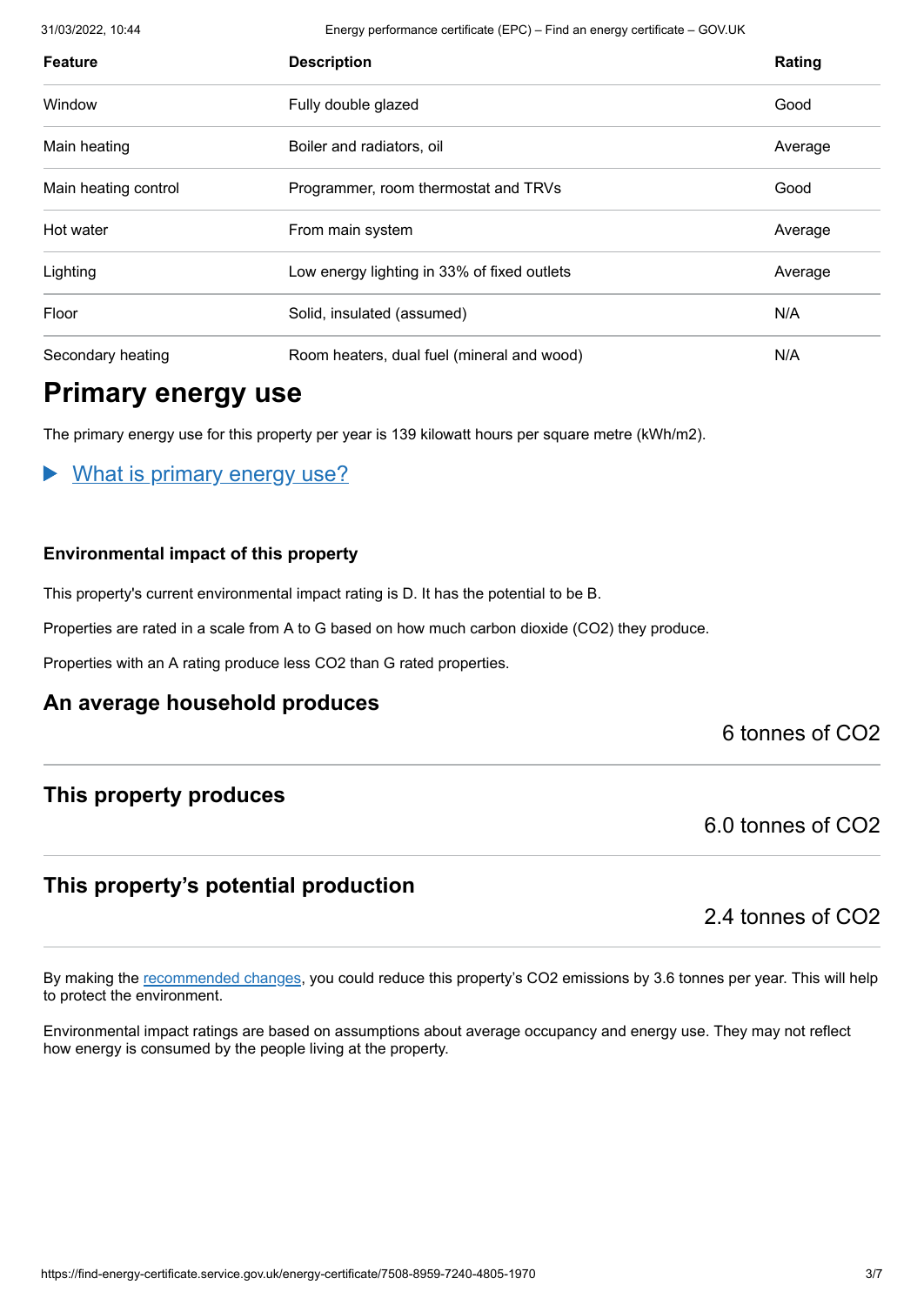| Feature | Description | Rating |
|---|---|---|
| Window | Fully double glazed | Good |
| Main heating | Boiler and radiators, oil | Average |
| Main heating control | Programmer, room thermostat and TRVs | Good |
| Hot water | From main system | Average |
| Lighting | Low energy lighting in 33% of fixed outlets | Average |
| Floor | Solid, insulated (assumed) | N/A |
| Secondary heating | Room heaters, dual fuel (mineral and wood) | N/A |

# Primary energy use

The primary energy use for this property per year is 139 kilowatt hours per square metre (kWh/m2).

▶ What is primary energy use?

### Environmental impact of this property

This property's current environmental impact rating is D. It has the potential to be B.

Properties are rated in a scale from A to G based on how much carbon dioxide ($CO_2$) they produce.

Properties with an A rating produce less $CO_2$ than G rated properties.

## An average household produces

6 tonnes of $CO_2$

## This property produces

6.0 tonnes of $CO_2$

## This property's potential production

2.4 tonnes of $CO_2$

By making the recommended changes, you could reduce this property's $CO_2$ emissions by 3.6 tonnes per year. This will help to protect the environment.

Environmental impact ratings are based on assumptions about average occupancy and energy use. They may not reflect how energy is consumed by the people living at the property.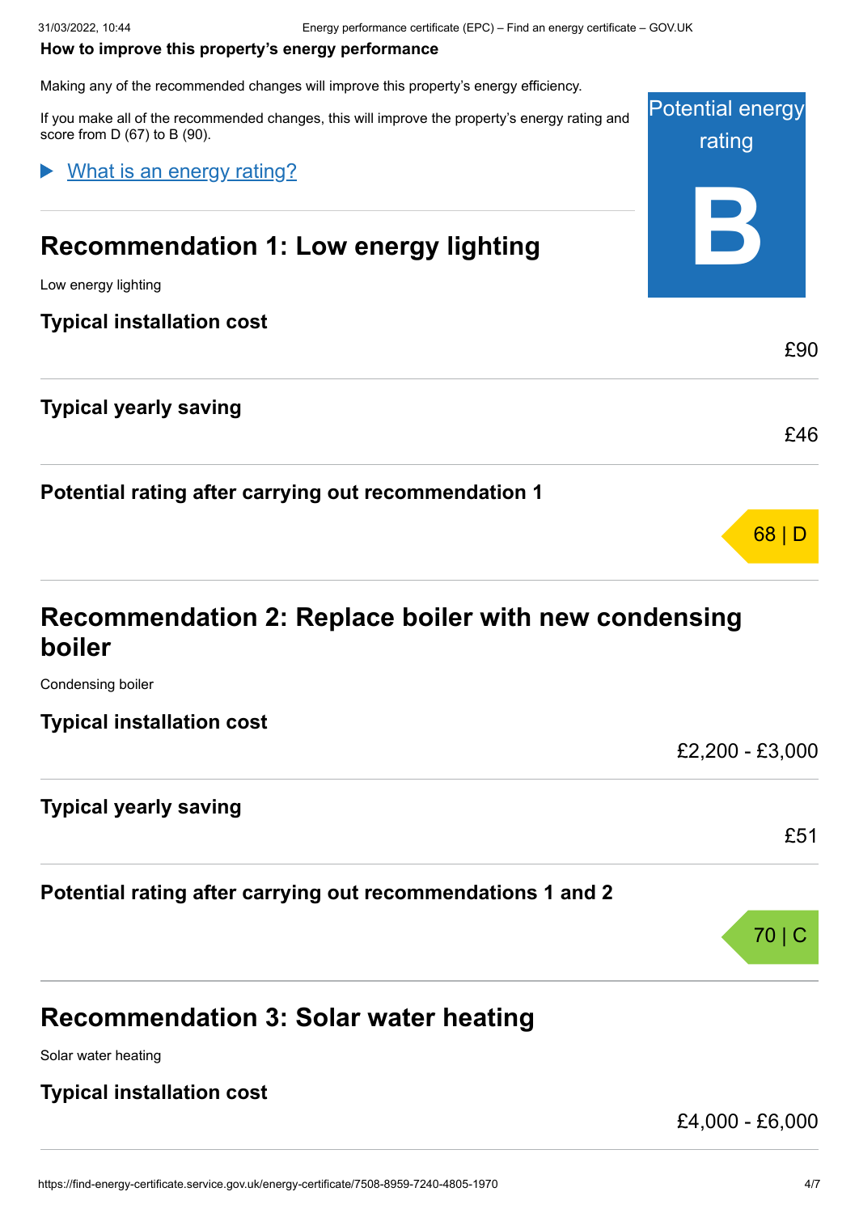### How to improve this property's energy performance

Making any of the recommended changes will improve this property's energy efficiency.

If you make all of the recommended changes, this will improve the property's energy rating and score from D (67) to B (90).

Potential energy rating

**B**

▶ What is an energy rating?

## Recommendation 1: Low energy lighting

Low energy lighting

### Typical installation cost

£90

### Typical yearly saving

£46

### Potential rating after carrying out recommendation 1

68 | D

## Recommendation 2: Replace boiler with new condensing boiler

Condensing boiler

### Typical installation cost

£2,200 - £3,000

### Typical yearly saving

£51

### Potential rating after carrying out recommendations 1 and 2

70 | C

## Recommendation 3: Solar water heating

Solar water heating

### Typical installation cost

£4,000 - £6,000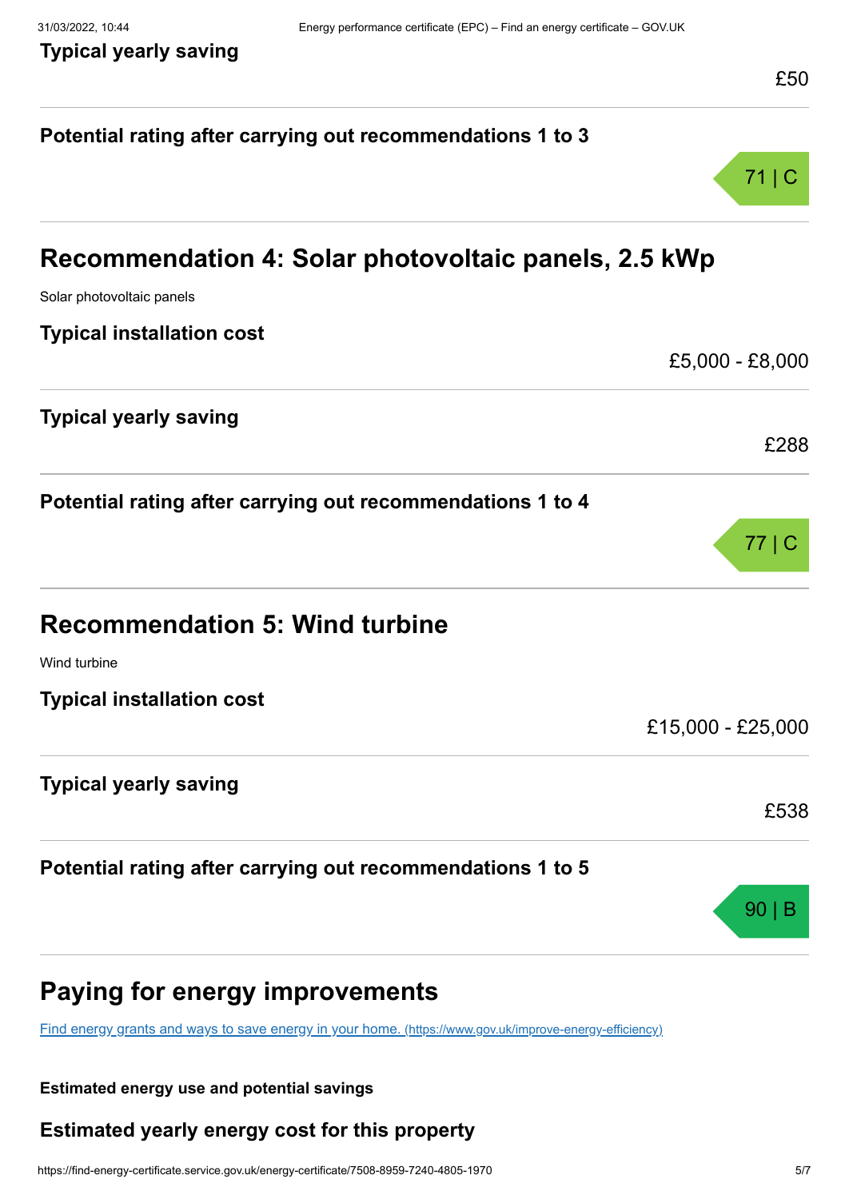**Typical yearly saving**

£50

**Potential rating after carrying out recommendations 1 to 3**

71 | C

## Recommendation 4: Solar photovoltaic panels, 2.5 kWp

Solar photovoltaic panels

**Typical installation cost**

£5,000 - £8,000

**Typical yearly saving**

£288

**Potential rating after carrying out recommendations 1 to 4**

77 | C

## Recommendation 5: Wind turbine

Wind turbine

**Typical installation cost**

£15,000 - £25,000

**Typical yearly saving**

£538

**Potential rating after carrying out recommendations 1 to 5**

90 | B

## Paying for energy improvements

[Find energy grants and ways to save energy in your home. (https://www.gov.uk/improve-energy-efficiency)](https://www.gov.uk/improve-energy-efficiency)

**Estimated energy use and potential savings**

### Estimated yearly energy cost for this property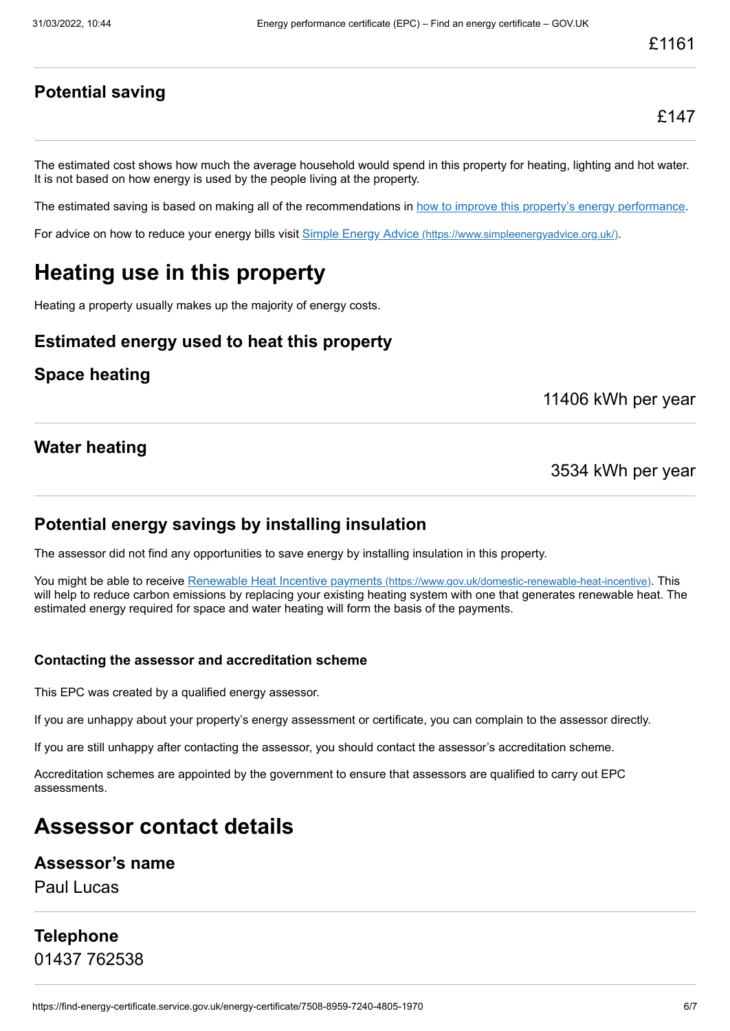£1161

### Potential saving

£147

The estimated cost shows how much the average household would spend in this property for heating, lighting and hot water. It is not based on how energy is used by the people living at the property.

The estimated saving is based on making all of the recommendations in how to improve this property's energy performance.

For advice on how to reduce your energy bills visit Simple Energy Advice (https://www.simpleenergyadvice.org.uk/).

# Heating use in this property

Heating a property usually makes up the majority of energy costs.

### Estimated energy used to heat this property

### Space heating

11406 kWh per year

### Water heating

3534 kWh per year

### Potential energy savings by installing insulation

The assessor did not find any opportunities to save energy by installing insulation in this property.

You might be able to receive Renewable Heat Incentive payments (https://www.gov.uk/domestic-renewable-heat-incentive). This will help to reduce carbon emissions by replacing your existing heating system with one that generates renewable heat. The estimated energy required for space and water heating will form the basis of the payments.

#### Contacting the assessor and accreditation scheme

This EPC was created by a qualified energy assessor.

If you are unhappy about your property's energy assessment or certificate, you can complain to the assessor directly.

If you are still unhappy after contacting the assessor, you should contact the assessor's accreditation scheme.

Accreditation schemes are appointed by the government to ensure that assessors are qualified to carry out EPC assessments.

# Assessor contact details

### Assessor's name

Paul Lucas

### Telephone

01437 762538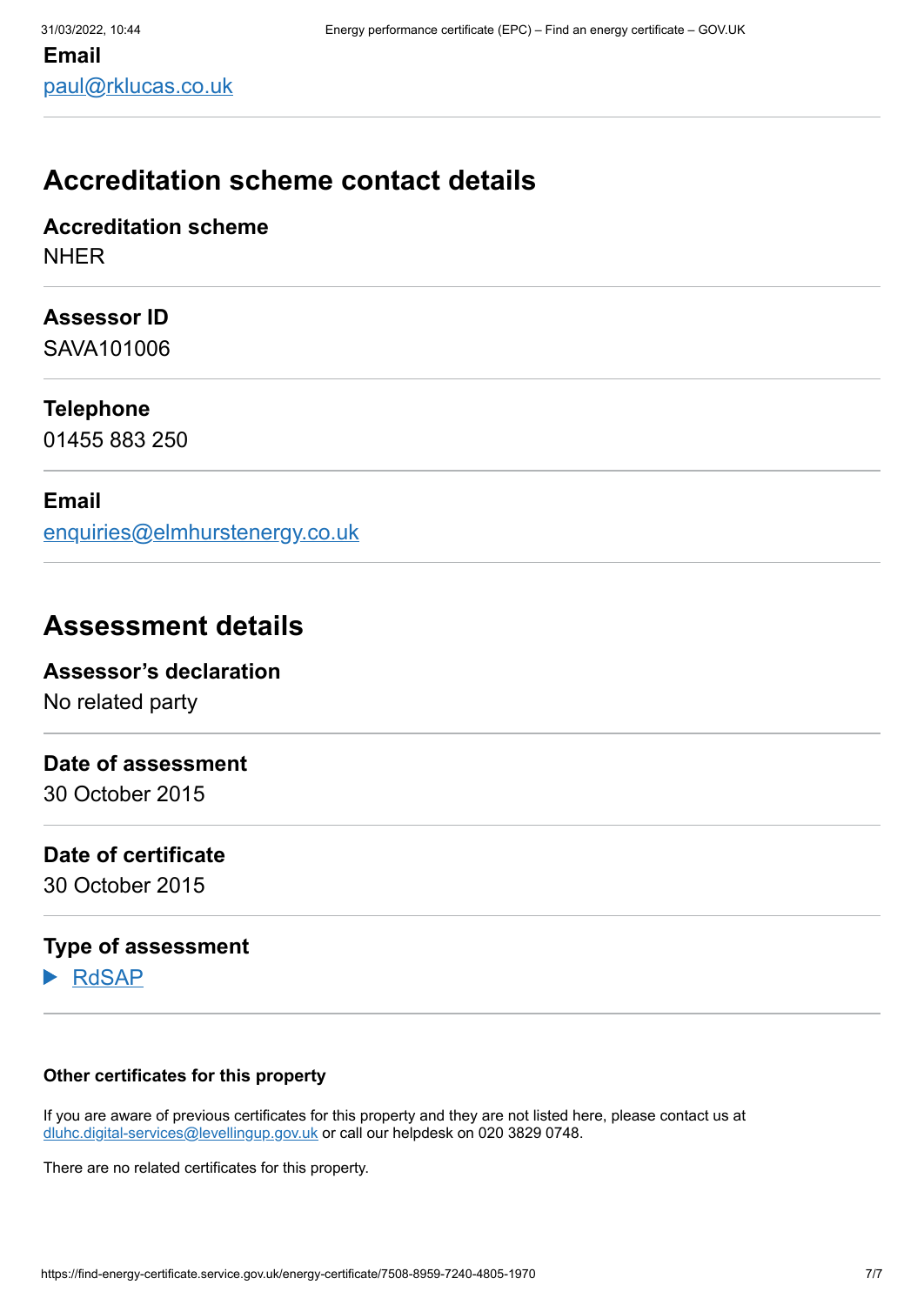**Email**

paul@rklucas.co.uk

## Accreditation scheme contact details

**Accreditation scheme**

NHER

**Assessor ID**

SAVA101006

**Telephone**

01455 883 250

**Email**

enquiries@elmhurstenergy.co.uk

## Assessment details

**Assessor's declaration**

No related party

**Date of assessment**

30 October 2015

**Date of certificate**

30 October 2015

**Type of assessment**

▶ RdSAP

**Other certificates for this property**

If you are aware of previous certificates for this property and they are not listed here, please contact us at dluhc.digital-services@levellingup.gov.uk or call our helpdesk on 020 3829 0748.

There are no related certificates for this property.